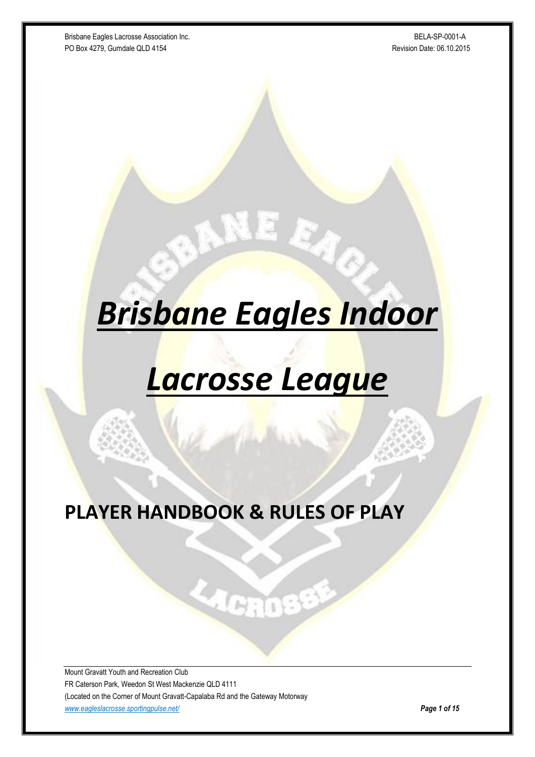# *Brisbane Eagles Indoor Lacrosse League*

## PLAYER HANDBOOK & RULES OF PLAY

Mount Gravatt Youth and Recreation Club
FR Caterson Park, Weedon St West Mackenzie QLD 4111
(Located on the Corner of Mount Gravatt-Capalaba Rd and the Gateway Motorway
*www.eagleslacrosse.sportingpulse.net/*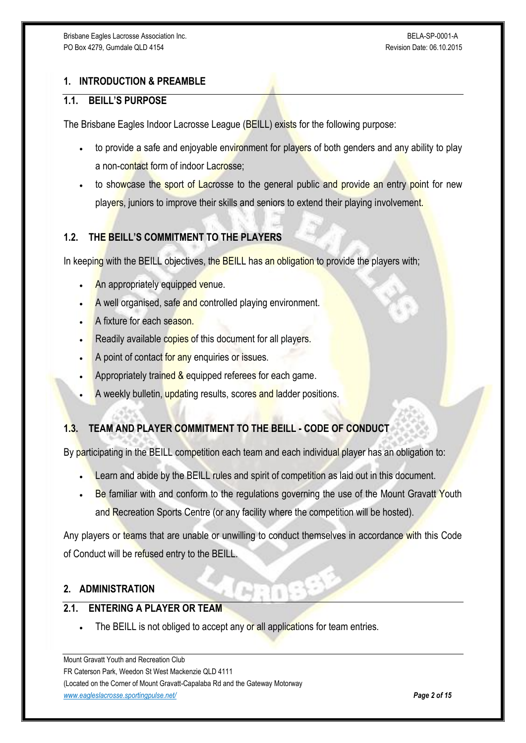## 1. INTRODUCTION & PREAMBLE

### 1.1. BEILL'S PURPOSE

The Brisbane Eagles Indoor Lacrosse League (BEILL) exists for the following purpose:

- to provide a safe and enjoyable environment for players of both genders and any ability to play a non-contact form of indoor Lacrosse;
- to showcase the sport of Lacrosse to the general public and provide an entry point for new players, juniors to improve their skills and seniors to extend their playing involvement.

### 1.2. THE BEILL'S COMMITMENT TO THE PLAYERS

In keeping with the BEILL objectives, the BEILL has an obligation to provide the players with;

- An appropriately equipped venue.
- A well organised, safe and controlled playing environment.
- A fixture for each season.
- Readily available copies of this document for all players.
- A point of contact for any enquiries or issues.
- Appropriately trained & equipped referees for each game.
- A weekly bulletin, updating results, scores and ladder positions.

### 1.3. TEAM AND PLAYER COMMITMENT TO THE BEILL - CODE OF CONDUCT

By participating in the BEILL competition each team and each individual player has an obligation to:

- Learn and abide by the BEILL rules and spirit of competition as laid out in this document.
- Be familiar with and conform to the regulations governing the use of the Mount Gravatt Youth and Recreation Sports Centre (or any facility where the competition will be hosted).

Any players or teams that are unable or unwilling to conduct themselves in accordance with this Code of Conduct will be refused entry to the BEILL.

## 2. ADMINISTRATION

### 2.1. ENTERING A PLAYER OR TEAM

- The BEILL is not obliged to accept any or all applications for team entries.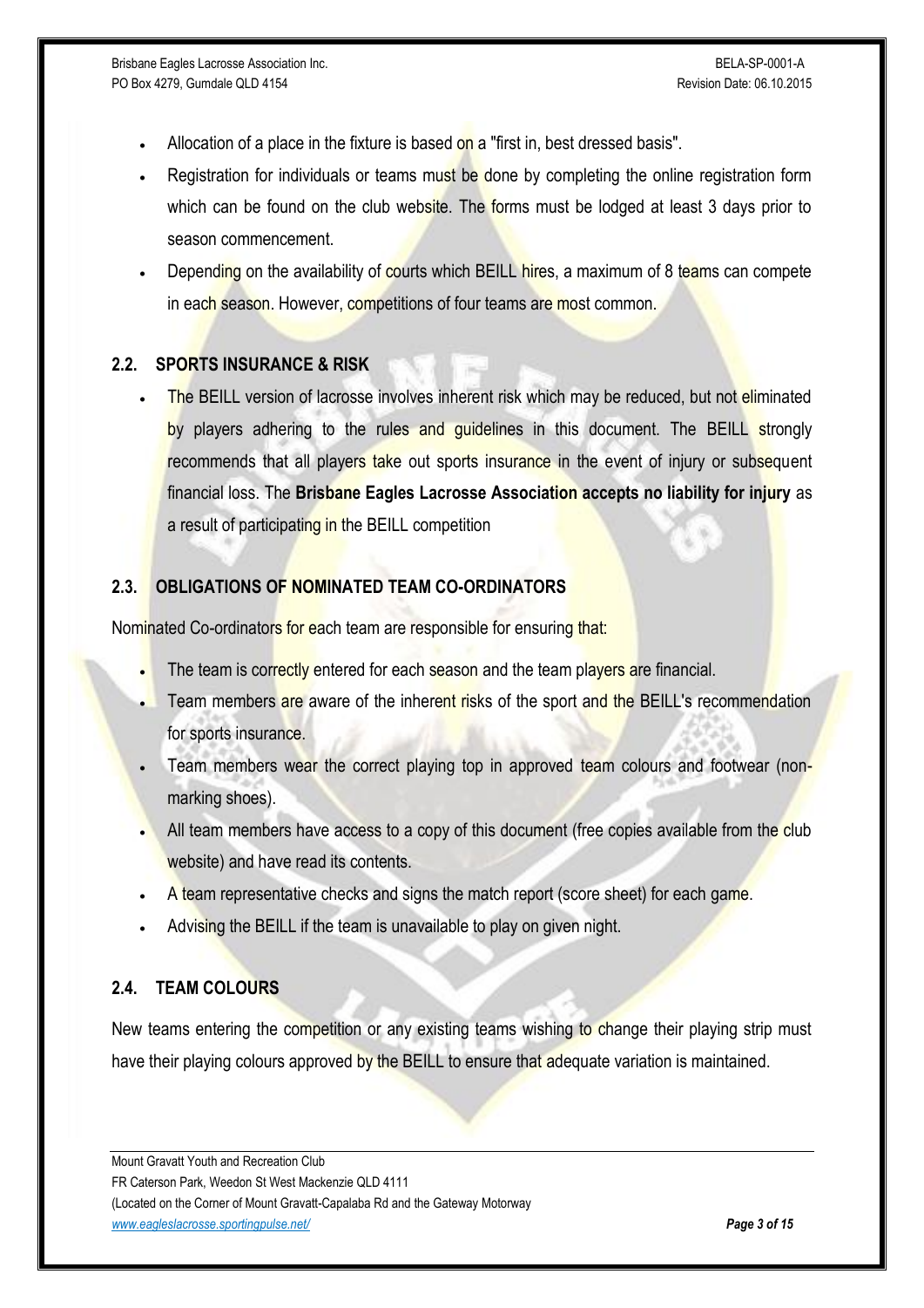- Allocation of a place in the fixture is based on a "first in, best dressed basis".
- Registration for individuals or teams must be done by completing the online registration form which can be found on the club website. The forms must be lodged at least 3 days prior to season commencement.
- Depending on the availability of courts which BEILL hires, a maximum of 8 teams can compete in each season. However, competitions of four teams are most common.

## 2.2. SPORTS INSURANCE & RISK

- The BEILL version of lacrosse involves inherent risk which may be reduced, but not eliminated by players adhering to the rules and guidelines in this document. The BEILL strongly recommends that all players take out sports insurance in the event of injury or subsequent financial loss. The **Brisbane Eagles Lacrosse Association accepts no liability for injury** as a result of participating in the BEILL competition

## 2.3. OBLIGATIONS OF NOMINATED TEAM CO-ORDINATORS

Nominated Co-ordinators for each team are responsible for ensuring that:

- The team is correctly entered for each season and the team players are financial.
- Team members are aware of the inherent risks of the sport and the BEILL's recommendation for sports insurance.
- Team members wear the correct playing top in approved team colours and footwear (non-marking shoes).
- All team members have access to a copy of this document (free copies available from the club website) and have read its contents.
- A team representative checks and signs the match report (score sheet) for each game.
- Advising the BEILL if the team is unavailable to play on given night.

## 2.4. TEAM COLOURS

New teams entering the competition or any existing teams wishing to change their playing strip must have their playing colours approved by the BEILL to ensure that adequate variation is maintained.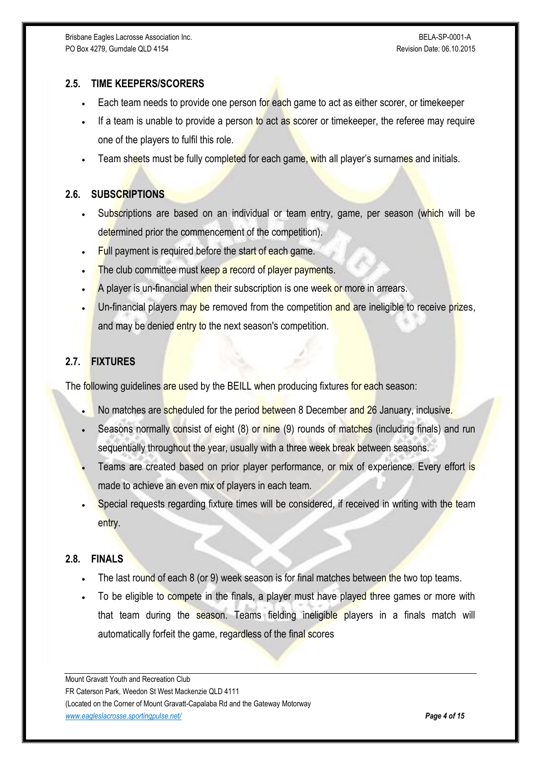## 2.5. TIME KEEPERS/SCORERS

- Each team needs to provide one person for each game to act as either scorer, or timekeeper
- If a team is unable to provide a person to act as scorer or timekeeper, the referee may require one of the players to fulfil this role.
- Team sheets must be fully completed for each game, with all player's surnames and initials.

## 2.6. SUBSCRIPTIONS

- Subscriptions are based on an individual or team entry, game, per season (which will be determined prior the commencement of the competition).
- Full payment is required before the start of each game.
- The club committee must keep a record of player payments.
- A player is un-financial when their subscription is one week or more in arrears.
- Un-financial players may be removed from the competition and are ineligible to receive prizes, and may be denied entry to the next season's competition.

## 2.7. FIXTURES

The following guidelines are used by the BEILL when producing fixtures for each season:

- No matches are scheduled for the period between 8 December and 26 January, inclusive.
- Seasons normally consist of eight (8) or nine (9) rounds of matches (including finals) and run sequentially throughout the year, usually with a three week break between seasons.
- Teams are created based on prior player performance, or mix of experience. Every effort is made to achieve an even mix of players in each team.
- Special requests regarding fixture times will be considered, if received in writing with the team entry.

## 2.8. FINALS

- The last round of each 8 (or 9) week season is for final matches between the two top teams.
- To be eligible to compete in the finals, a player must have played three games or more with that team during the season. Teams fielding ineligible players in a finals match will automatically forfeit the game, regardless of the final scores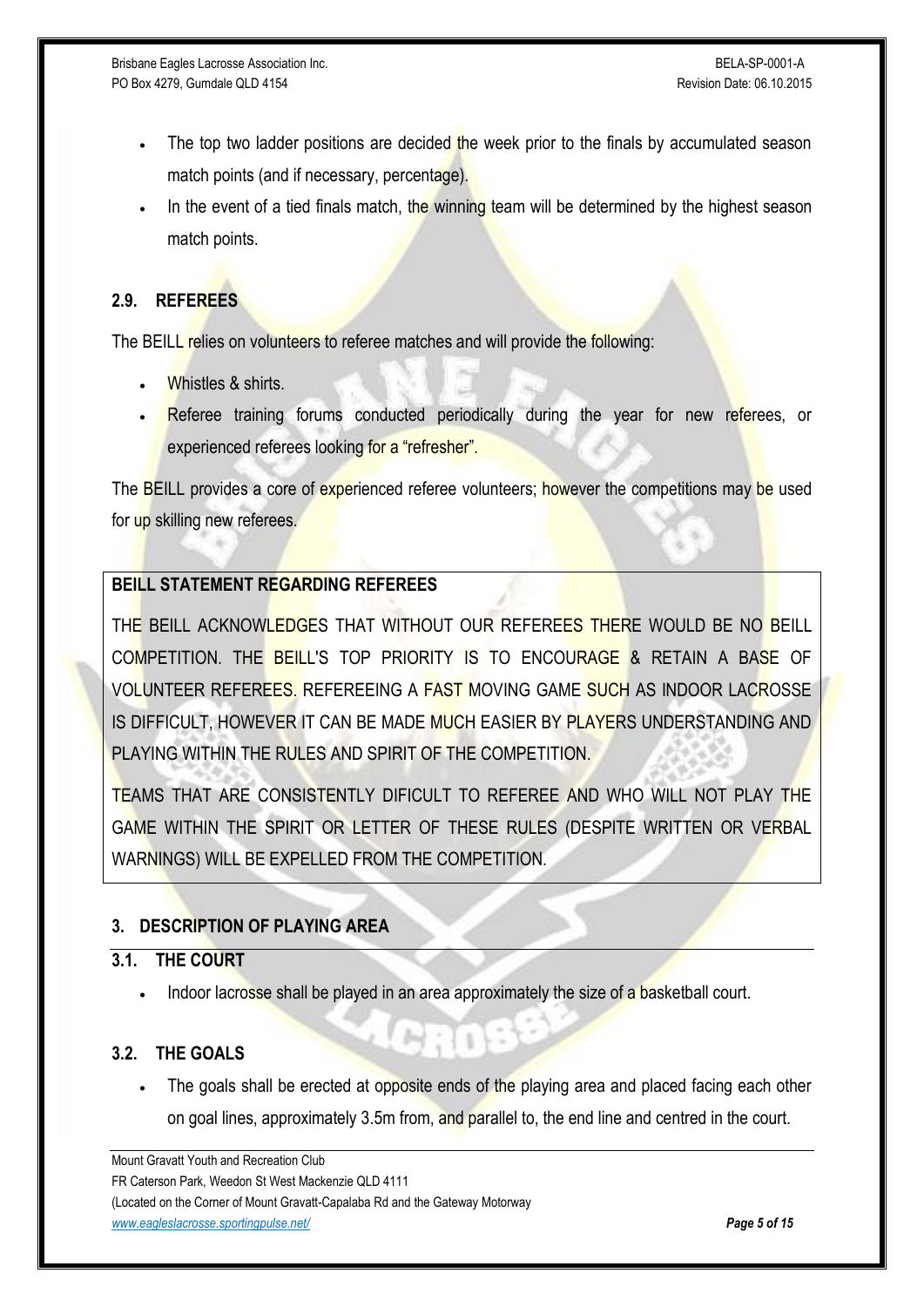- The top two ladder positions are decided the week prior to the finals by accumulated season match points (and if necessary, percentage).
- In the event of a tied finals match, the winning team will be determined by the highest season match points.

### 2.9. REFEREES

The BEILL relies on volunteers to referee matches and will provide the following:

- Whistles & shirts.
- Referee training forums conducted periodically during the year for new referees, or experienced referees looking for a "refresher".

The BEILL provides a core of experienced referee volunteers; however the competitions may be used for up skilling new referees.

**BEILL STATEMENT REGARDING REFEREES**

THE BEILL ACKNOWLEDGES THAT WITHOUT OUR REFEREES THERE WOULD BE NO BEILL COMPETITION. THE BEILL'S TOP PRIORITY IS TO ENCOURAGE & RETAIN A BASE OF VOLUNTEER REFEREES. REFEREEING A FAST MOVING GAME SUCH AS INDOOR LACROSSE IS DIFFICULT, HOWEVER IT CAN BE MADE MUCH EASIER BY PLAYERS UNDERSTANDING AND PLAYING WITHIN THE RULES AND SPIRIT OF THE COMPETITION.

TEAMS THAT ARE CONSISTENTLY DIFICULT TO REFEREE AND WHO WILL NOT PLAY THE GAME WITHIN THE SPIRIT OR LETTER OF THESE RULES (DESPITE WRITTEN OR VERBAL WARNINGS) WILL BE EXPELLED FROM THE COMPETITION.

## 3. DESCRIPTION OF PLAYING AREA

### 3.1. THE COURT

- Indoor lacrosse shall be played in an area approximately the size of a basketball court.

### 3.2. THE GOALS

- The goals shall be erected at opposite ends of the playing area and placed facing each other on goal lines, approximately 3.5m from, and parallel to, the end line and centred in the court.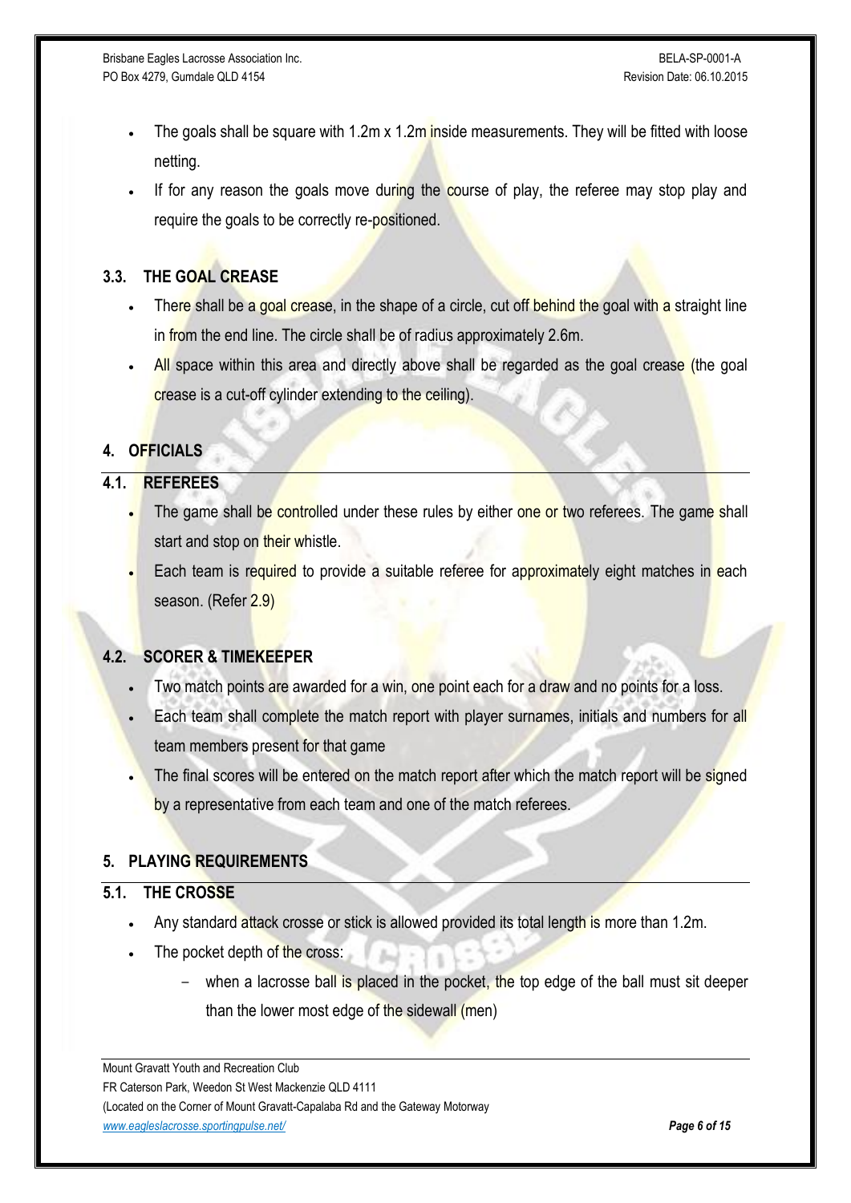- The goals shall be square with 1.2m x 1.2m inside measurements. They will be fitted with loose netting.
- If for any reason the goals move during the course of play, the referee may stop play and require the goals to be correctly re-positioned.

### 3.3. THE GOAL CREASE

- There shall be a goal crease, in the shape of a circle, cut off behind the goal with a straight line in from the end line. The circle shall be of radius approximately 2.6m.
- All space within this area and directly above shall be regarded as the goal crease (the goal crease is a cut-off cylinder extending to the ceiling).

## 4. OFFICIALS

### 4.1. REFEREES

- The game shall be controlled under these rules by either one or two referees. The game shall start and stop on their whistle.
- Each team is required to provide a suitable referee for approximately eight matches in each season. (Refer 2.9)

### 4.2. SCORER & TIMEKEEPER

- Two match points are awarded for a win, one point each for a draw and no points for a loss.
- Each team shall complete the match report with player surnames, initials and numbers for all team members present for that game
- The final scores will be entered on the match report after which the match report will be signed by a representative from each team and one of the match referees.

## 5. PLAYING REQUIREMENTS

### 5.1. THE CROSSE

- Any standard attack crosse or stick is allowed provided its total length is more than 1.2m.
- The pocket depth of the cross:
  - when a lacrosse ball is placed in the pocket, the top edge of the ball must sit deeper than the lower most edge of the sidewall (men)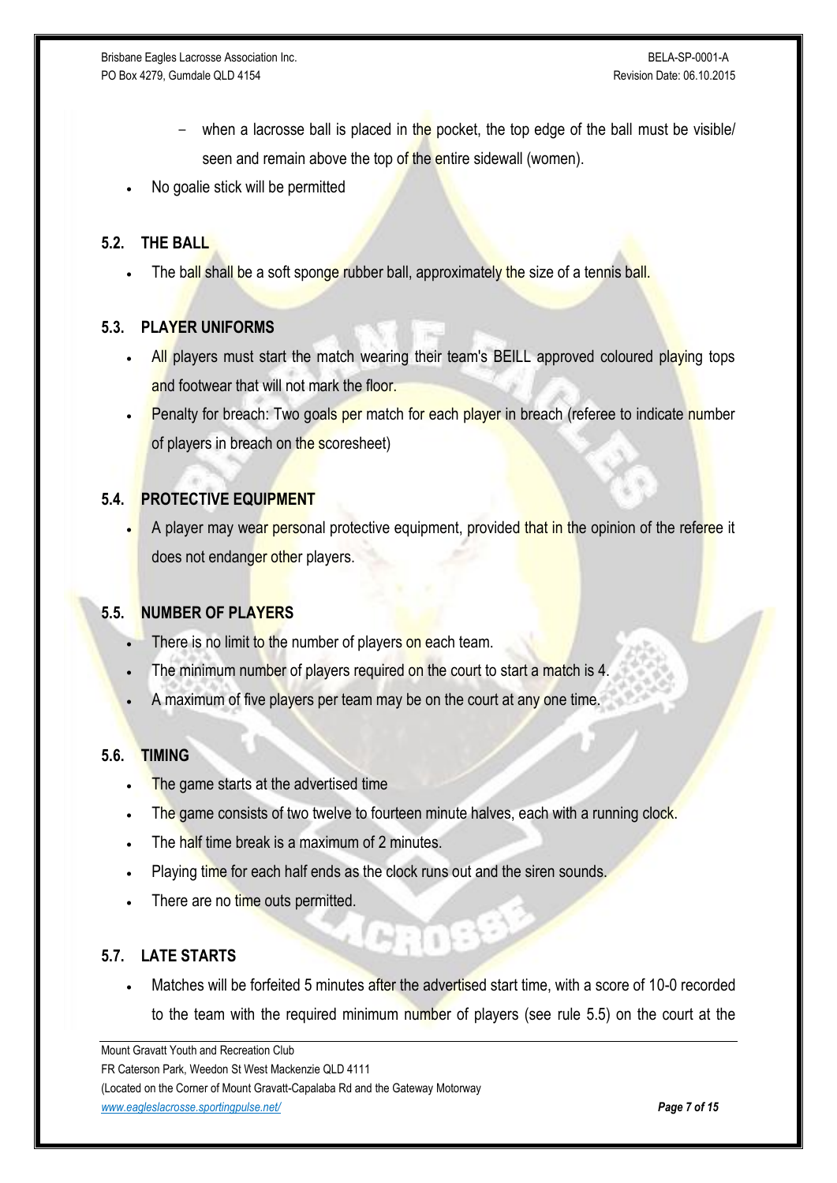- when a lacrosse ball is placed in the pocket, the top edge of the ball must be visible/ seen and remain above the top of the entire sidewall (women).
- No goalie stick will be permitted

## 5.2. THE BALL

- The ball shall be a soft sponge rubber ball, approximately the size of a tennis ball.

## 5.3. PLAYER UNIFORMS

- All players must start the match wearing their team's BEILL approved coloured playing tops and footwear that will not mark the floor.
- Penalty for breach: Two goals per match for each player in breach (referee to indicate number of players in breach on the scoresheet)

## 5.4. PROTECTIVE EQUIPMENT

- A player may wear personal protective equipment, provided that in the opinion of the referee it does not endanger other players.

## 5.5. NUMBER OF PLAYERS

- There is no limit to the number of players on each team.
- The minimum number of players required on the court to start a match is 4.
- A maximum of five players per team may be on the court at any one time.

## 5.6. TIMING

- The game starts at the advertised time
- The game consists of two twelve to fourteen minute halves, each with a running clock.
- The half time break is a maximum of 2 minutes.
- Playing time for each half ends as the clock runs out and the siren sounds.
- There are no time outs permitted.

## 5.7. LATE STARTS

- Matches will be forfeited 5 minutes after the advertised start time, with a score of 10-0 recorded to the team with the required minimum number of players (see rule 5.5) on the court at the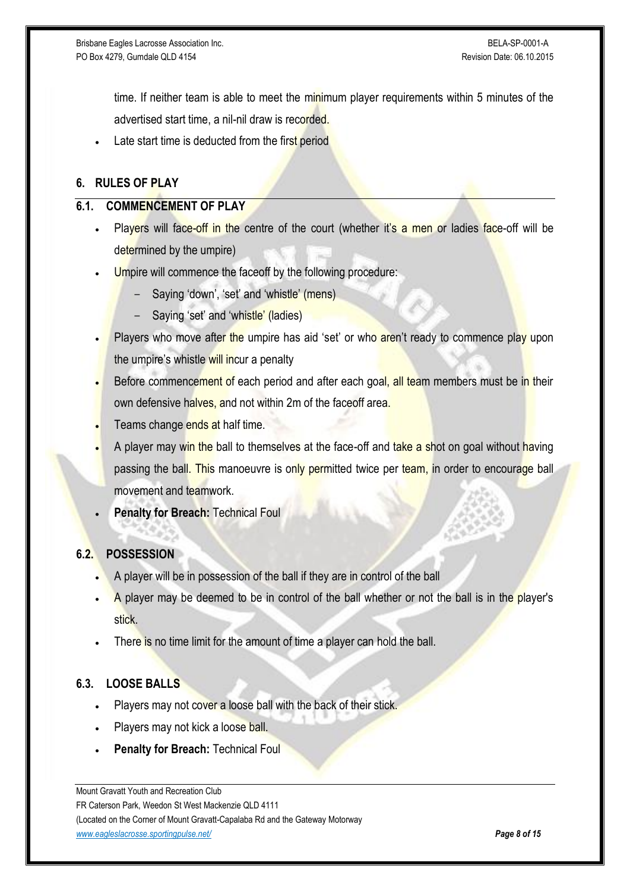time. If neither team is able to meet the minimum player requirements within 5 minutes of the advertised start time, a nil-nil draw is recorded.

- Late start time is deducted from the first period

## 6. RULES OF PLAY

### 6.1. COMMENCEMENT OF PLAY

- Players will face-off in the centre of the court (whether it's a men or ladies face-off will be determined by the umpire)
- Umpire will commence the faceoff by the following procedure:
  - Saying 'down', 'set' and 'whistle' (mens)
  - Saying 'set' and 'whistle' (ladies)
- Players who move after the umpire has aid 'set' or who aren't ready to commence play upon the umpire's whistle will incur a penalty
- Before commencement of each period and after each goal, all team members must be in their own defensive halves, and not within 2m of the faceoff area.
- Teams change ends at half time.
- A player may win the ball to themselves at the face-off and take a shot on goal without having passing the ball. This manoeuvre is only permitted twice per team, in order to encourage ball movement and teamwork.
- **Penalty for Breach:** Technical Foul

### 6.2. POSSESSION

- A player will be in possession of the ball if they are in control of the ball
- A player may be deemed to be in control of the ball whether or not the ball is in the player's stick.
- There is no time limit for the amount of time a player can hold the ball.

### 6.3. LOOSE BALLS

- Players may not cover a loose ball with the back of their stick.
- Players may not kick a loose ball.
- **Penalty for Breach:** Technical Foul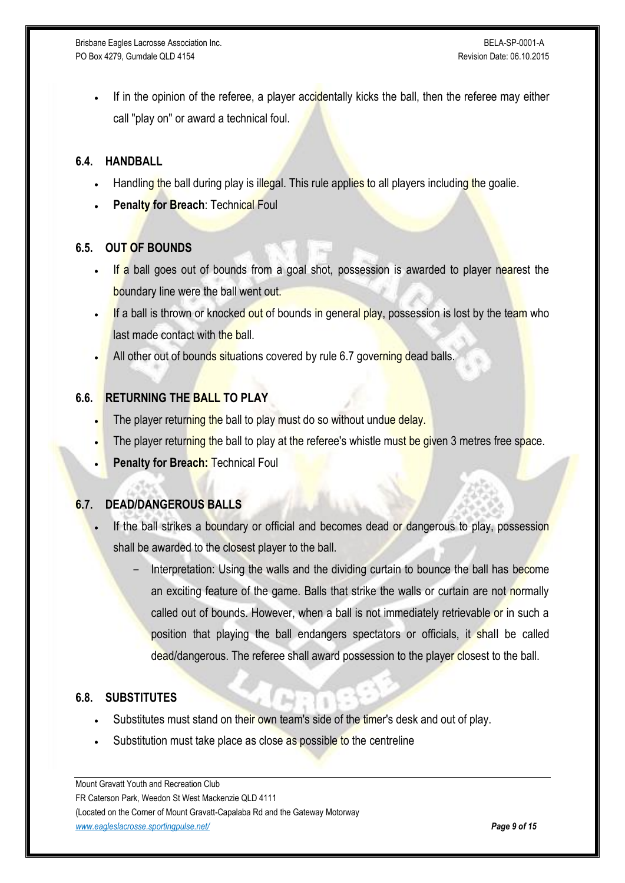- If in the opinion of the referee, a player accidentally kicks the ball, then the referee may either call "play on" or award a technical foul.

### 6.4. HANDBALL

- Handling the ball during play is illegal. This rule applies to all players including the goalie.
- **Penalty for Breach**: Technical Foul

### 6.5. OUT OF BOUNDS

- If a ball goes out of bounds from a goal shot, possession is awarded to player nearest the boundary line were the ball went out.
- If a ball is thrown or knocked out of bounds in general play, possession is lost by the team who last made contact with the ball.
- All other out of bounds situations covered by rule 6.7 governing dead balls.

### 6.6. RETURNING THE BALL TO PLAY

- The player returning the ball to play must do so without undue delay.
- The player returning the ball to play at the referee's whistle must be given 3 metres free space.
- **Penalty for Breach:** Technical Foul

### 6.7. DEAD/DANGEROUS BALLS

- If the ball strikes a boundary or official and becomes dead or dangerous to play, possession shall be awarded to the closest player to the ball.
  - Interpretation: Using the walls and the dividing curtain to bounce the ball has become an exciting feature of the game. Balls that strike the walls or curtain are not normally called out of bounds. However, when a ball is not immediately retrievable or in such a position that playing the ball endangers spectators or officials, it shall be called dead/dangerous. The referee shall award possession to the player closest to the ball.

### 6.8. SUBSTITUTES

- Substitutes must stand on their own team's side of the timer's desk and out of play.
- Substitution must take place as close as possible to the centreline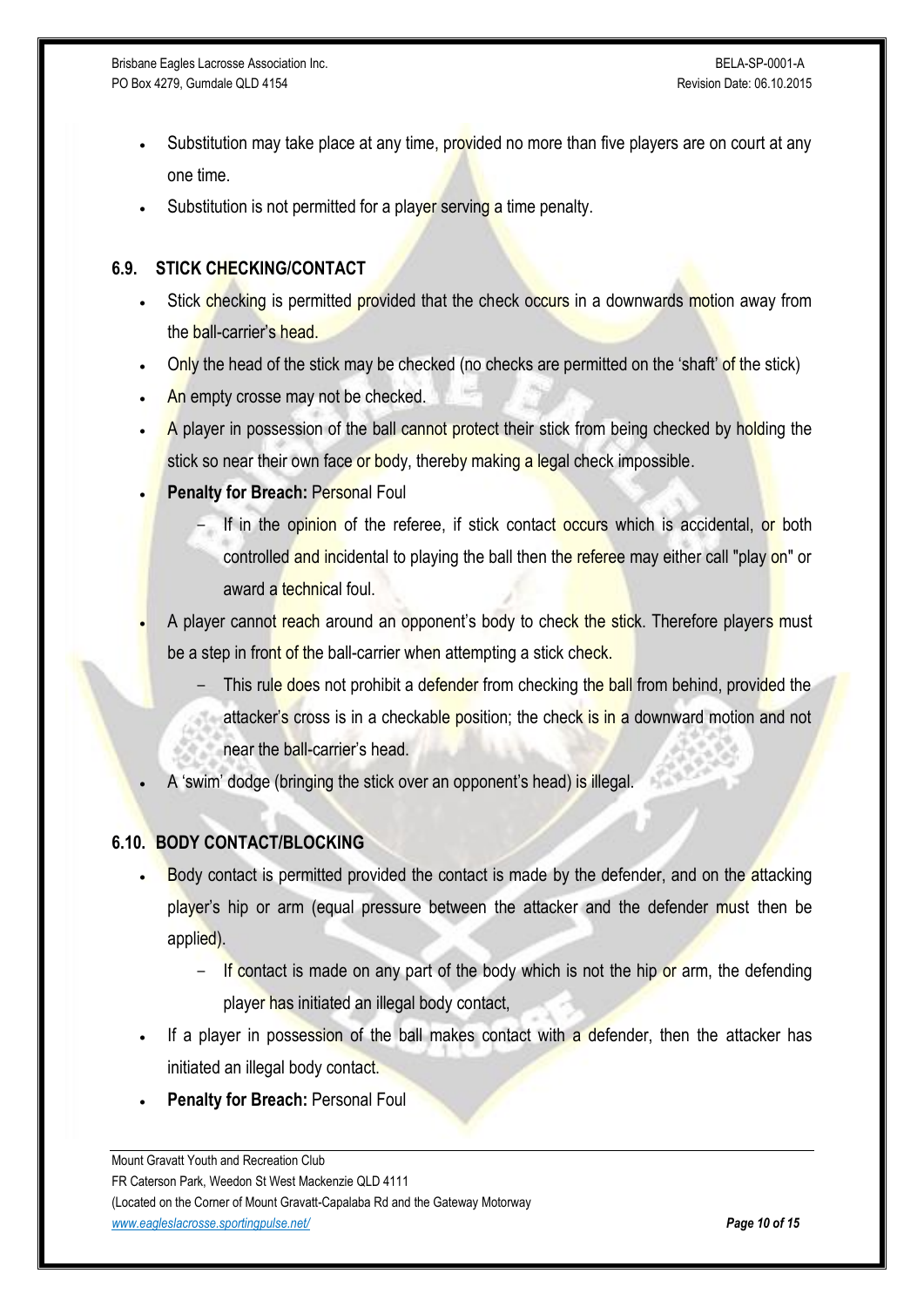- Substitution may take place at any time, provided no more than five players are on court at any one time.
- Substitution is not permitted for a player serving a time penalty.

## 6.9. STICK CHECKING/CONTACT

- Stick checking is permitted provided that the check occurs in a downwards motion away from the ball-carrier's head.
- Only the head of the stick may be checked (no checks are permitted on the 'shaft' of the stick)
- An empty crosse may not be checked.
- A player in possession of the ball cannot protect their stick from being checked by holding the stick so near their own face or body, thereby making a legal check impossible.
- **Penalty for Breach:** Personal Foul
  - If in the opinion of the referee, if stick contact occurs which is accidental, or both controlled and incidental to playing the ball then the referee may either call "play on" or award a technical foul.
- A player cannot reach around an opponent's body to check the stick. Therefore players must be a step in front of the ball-carrier when attempting a stick check.
  - This rule does not prohibit a defender from checking the ball from behind, provided the attacker's cross is in a checkable position; the check is in a downward motion and not near the ball-carrier's head.
- A 'swim' dodge (bringing the stick over an opponent's head) is illegal.

## 6.10. BODY CONTACT/BLOCKING

- Body contact is permitted provided the contact is made by the defender, and on the attacking player's hip or arm (equal pressure between the attacker and the defender must then be applied).
  - If contact is made on any part of the body which is not the hip or arm, the defending player has initiated an illegal body contact,
- If a player in possession of the ball makes contact with a defender, then the attacker has initiated an illegal body contact.
- **Penalty for Breach:** Personal Foul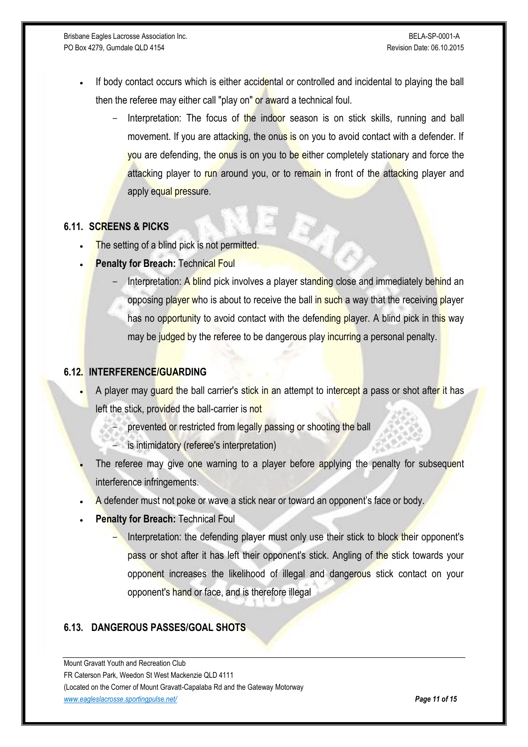- If body contact occurs which is either accidental or controlled and incidental to playing the ball then the referee may either call "play on" or award a technical foul.
    - Interpretation: The focus of the indoor season is on stick skills, running and ball movement. If you are attacking, the onus is on you to avoid contact with a defender. If you are defending, the onus is on you to be either completely stationary and force the attacking player to run around you, or to remain in front of the attacking player and apply equal pressure.

## 6.11. SCREENS & PICKS

- The setting of a blind pick is not permitted.
- **Penalty for Breach:** Technical Foul
    - Interpretation: A blind pick involves a player standing close and immediately behind an opposing player who is about to receive the ball in such a way that the receiving player has no opportunity to avoid contact with the defending player. A blind pick in this way may be judged by the referee to be dangerous play incurring a personal penalty.

## 6.12. INTERFERENCE/GUARDING

- A player may guard the ball carrier's stick in an attempt to intercept a pass or shot after it has left the stick, provided the ball-carrier is not
    - prevented or restricted from legally passing or shooting the ball
    - is intimidatory (referee's interpretation)
- The referee may give one warning to a player before applying the penalty for subsequent interference infringements.
- A defender must not poke or wave a stick near or toward an opponent's face or body.
- **Penalty for Breach:** Technical Foul
    - Interpretation: the defending player must only use their stick to block their opponent's pass or shot after it has left their opponent's stick. Angling of the stick towards your opponent increases the likelihood of illegal and dangerous stick contact on your opponent's hand or face, and is therefore illegal

## 6.13. DANGEROUS PASSES/GOAL SHOTS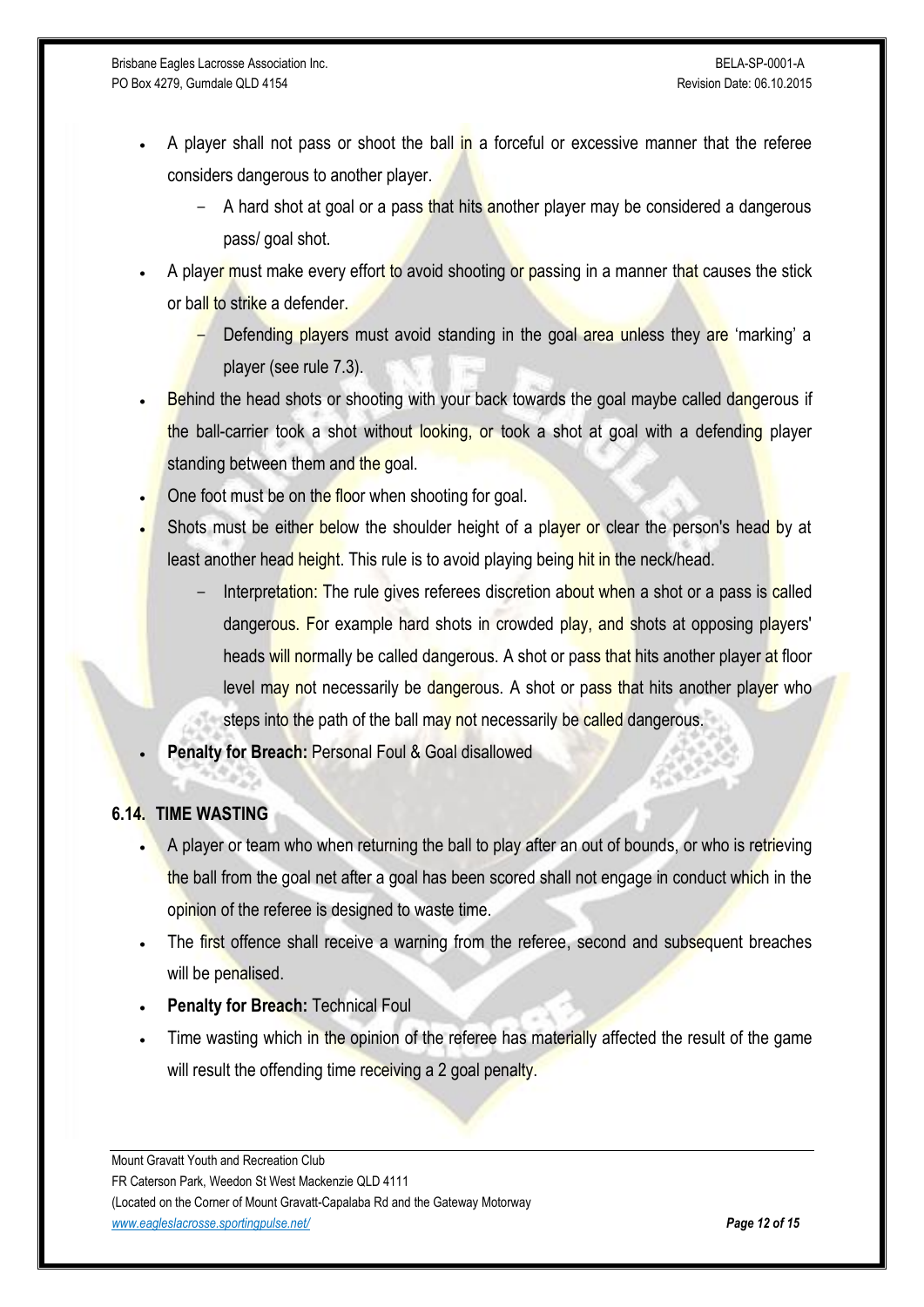- A player shall not pass or shoot the ball in a forceful or excessive manner that the referee considers dangerous to another player.
  - A hard shot at goal or a pass that hits another player may be considered a dangerous pass/ goal shot.
- A player must make every effort to avoid shooting or passing in a manner that causes the stick or ball to strike a defender.
  - Defending players must avoid standing in the goal area unless they are 'marking' a player (see rule 7.3).
- Behind the head shots or shooting with your back towards the goal maybe called dangerous if the ball-carrier took a shot without looking, or took a shot at goal with a defending player standing between them and the goal.
- One foot must be on the floor when shooting for goal.
- Shots must be either below the shoulder height of a player or clear the person's head by at least another head height. This rule is to avoid playing being hit in the neck/head.
  - Interpretation: The rule gives referees discretion about when a shot or a pass is called dangerous. For example hard shots in crowded play, and shots at opposing players' heads will normally be called dangerous. A shot or pass that hits another player at floor level may not necessarily be dangerous. A shot or pass that hits another player who steps into the path of the ball may not necessarily be called dangerous.
- **Penalty for Breach:** Personal Foul & Goal disallowed

## 6.14. TIME WASTING

- A player or team who when returning the ball to play after an out of bounds, or who is retrieving the ball from the goal net after a goal has been scored shall not engage in conduct which in the opinion of the referee is designed to waste time.
- The first offence shall receive a warning from the referee, second and subsequent breaches will be penalised.
- **Penalty for Breach:** Technical Foul
- Time wasting which in the opinion of the referee has materially affected the result of the game will result the offending time receiving a 2 goal penalty.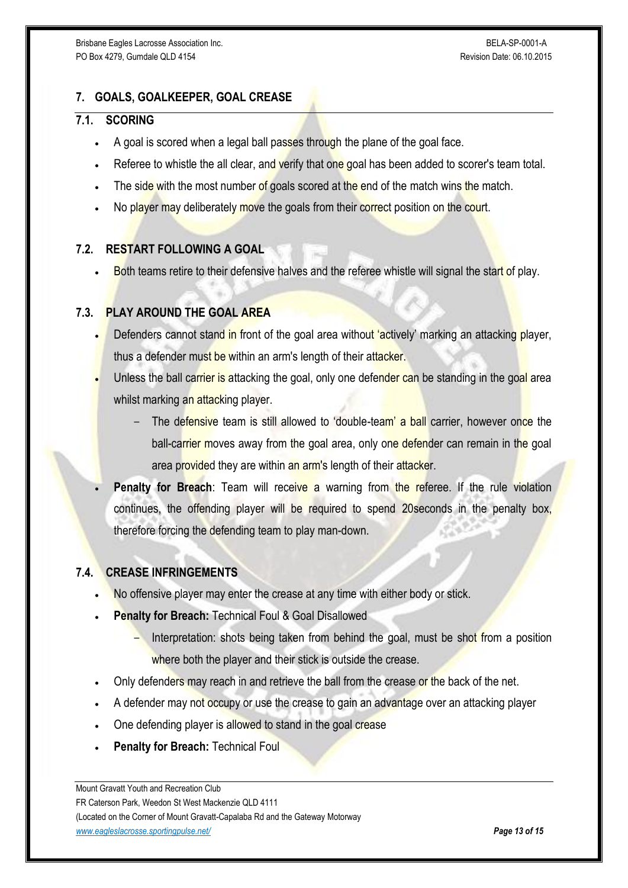## 7. GOALS, GOALKEEPER, GOAL CREASE

### 7.1. SCORING

- A goal is scored when a legal ball passes through the plane of the goal face.
- Referee to whistle the all clear, and verify that one goal has been added to scorer's team total.
- The side with the most number of goals scored at the end of the match wins the match.
- No player may deliberately move the goals from their correct position on the court.

### 7.2. RESTART FOLLOWING A GOAL

- Both teams retire to their defensive halves and the referee whistle will signal the start of play.

### 7.3. PLAY AROUND THE GOAL AREA

- Defenders cannot stand in front of the goal area without 'actively' marking an attacking player, thus a defender must be within an arm's length of their attacker.
- Unless the ball carrier is attacking the goal, only one defender can be standing in the goal area whilst marking an attacking player.
  - The defensive team is still allowed to 'double-team' a ball carrier, however once the ball-carrier moves away from the goal area, only one defender can remain in the goal area provided they are within an arm's length of their attacker.
- **Penalty for Breach**: Team will receive a warning from the referee. If the rule violation continues, the offending player will be required to spend 20seconds in the penalty box, therefore forcing the defending team to play man-down.

### 7.4. CREASE INFRINGEMENTS

- No offensive player may enter the crease at any time with either body or stick.
- **Penalty for Breach:** Technical Foul & Goal Disallowed
  - Interpretation: shots being taken from behind the goal, must be shot from a position where both the player and their stick is outside the crease.
- Only defenders may reach in and retrieve the ball from the crease or the back of the net.
- A defender may not occupy or use the crease to gain an advantage over an attacking player
- One defending player is allowed to stand in the goal crease
- **Penalty for Breach:** Technical Foul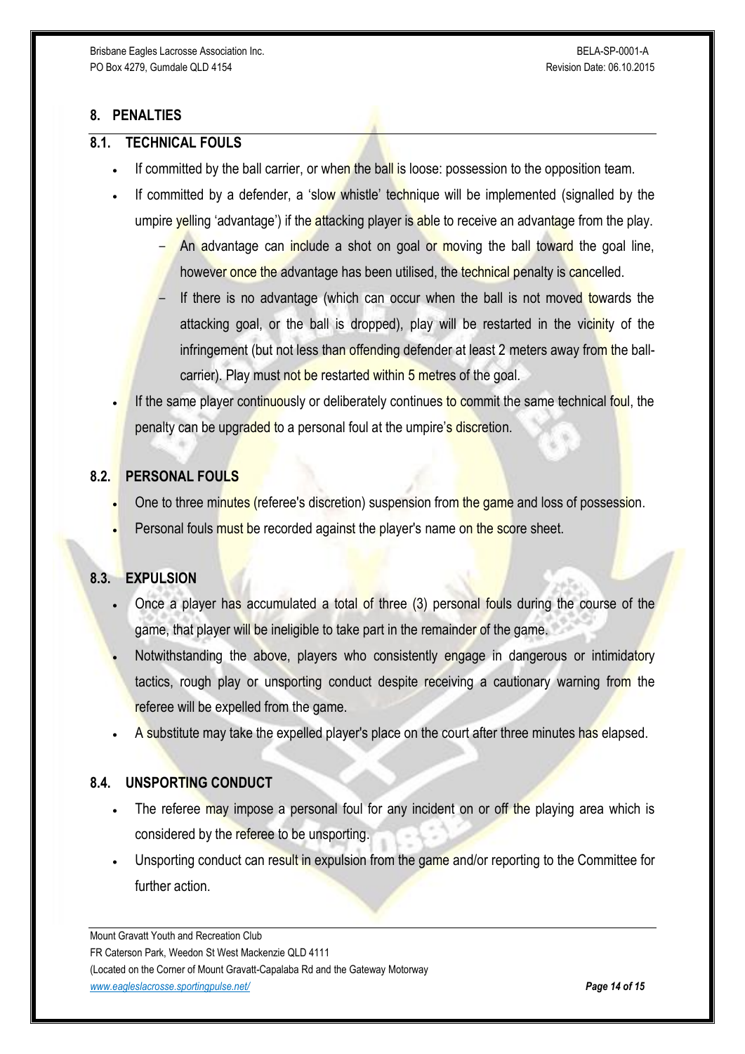## 8. PENALTIES

### 8.1. TECHNICAL FOULS

- If committed by the ball carrier, or when the ball is loose: possession to the opposition team.
- If committed by a defender, a 'slow whistle' technique will be implemented (signalled by the umpire yelling 'advantage') if the attacking player is able to receive an advantage from the play.
  - An advantage can include a shot on goal or moving the ball toward the goal line, however once the advantage has been utilised, the technical penalty is cancelled.
  - If there is no advantage (which can occur when the ball is not moved towards the attacking goal, or the ball is dropped), play will be restarted in the vicinity of the infringement (but not less than offending defender at least 2 meters away from the ball-carrier). Play must not be restarted within 5 metres of the goal.
- If the same player continuously or deliberately continues to commit the same technical foul, the penalty can be upgraded to a personal foul at the umpire's discretion.

### 8.2. PERSONAL FOULS

- One to three minutes (referee's discretion) suspension from the game and loss of possession.
- Personal fouls must be recorded against the player's name on the score sheet.

### 8.3. EXPULSION

- Once a player has accumulated a total of three (3) personal fouls during the course of the game, that player will be ineligible to take part in the remainder of the game.
- Notwithstanding the above, players who consistently engage in dangerous or intimidatory tactics, rough play or unsporting conduct despite receiving a cautionary warning from the referee will be expelled from the game.
- A substitute may take the expelled player's place on the court after three minutes has elapsed.

### 8.4. UNSPORTING CONDUCT

- The referee may impose a personal foul for any incident on or off the playing area which is considered by the referee to be unsporting.
- Unsporting conduct can result in expulsion from the game and/or reporting to the Committee for further action.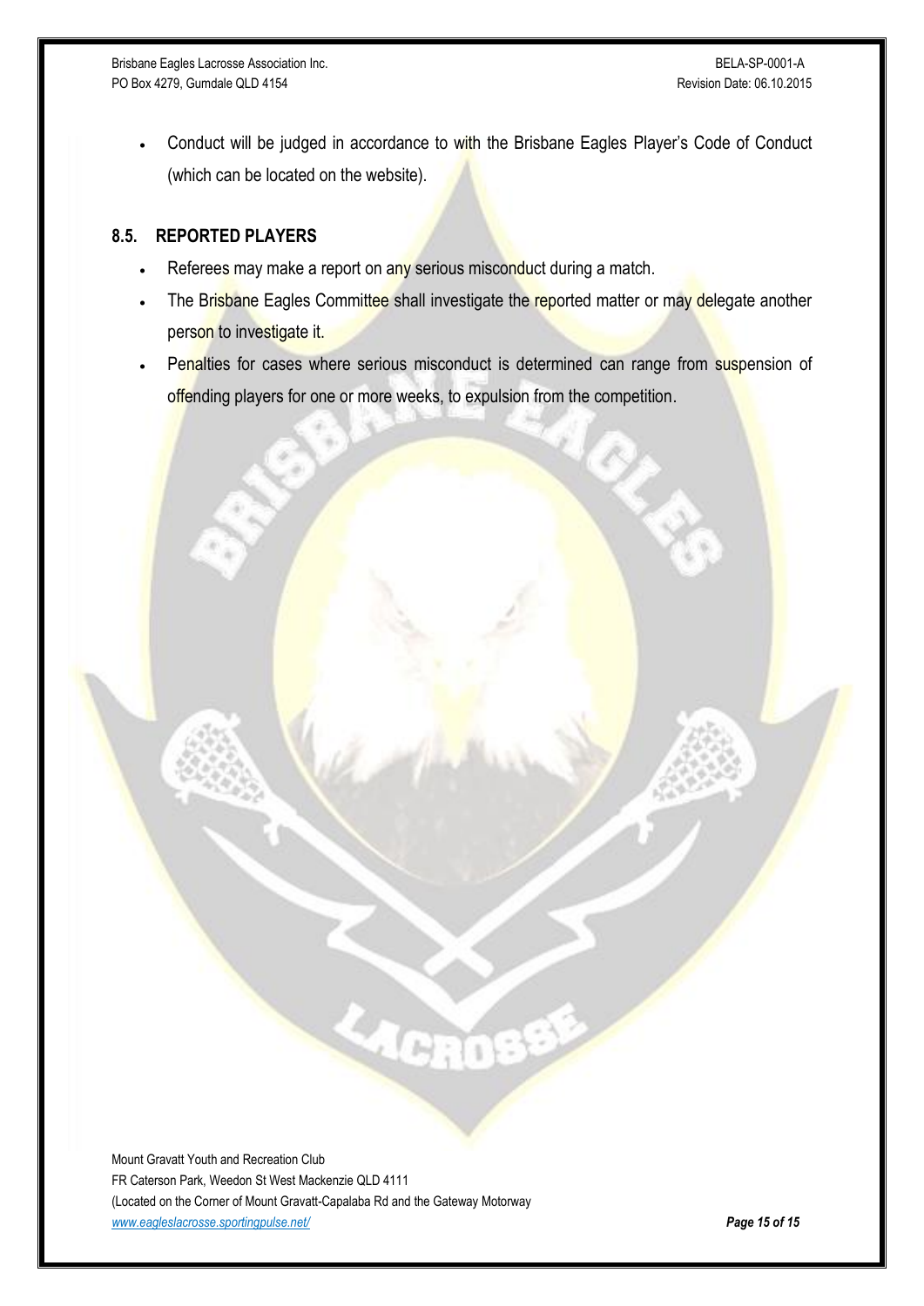- Conduct will be judged in accordance to with the Brisbane Eagles Player's Code of Conduct (which can be located on the website).

### 8.5. REPORTED PLAYERS

- Referees may make a report on any serious misconduct during a match.
- The Brisbane Eagles Committee shall investigate the reported matter or may delegate another person to investigate it.
- Penalties for cases where serious misconduct is determined can range from suspension of offending players for one or more weeks, to expulsion from the competition.